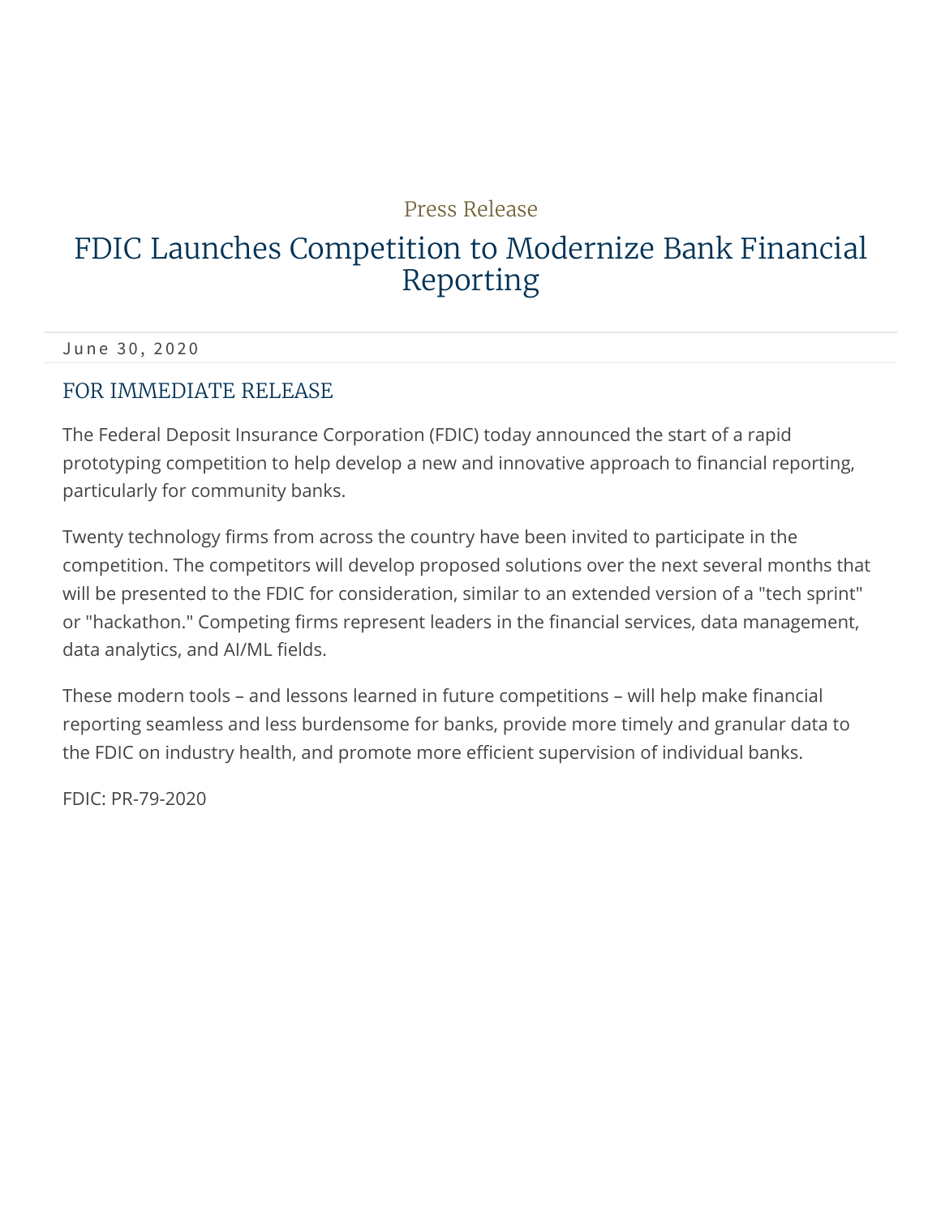Press Release

# FDIC Launches Competition to Modernize Bank Financial Reporting

June 30, 2020

## FOR IMMEDIATE RELEASE

The Federal Deposit Insurance Corporation (FDIC) today announced the start of a rapid prototyping competition to help develop a new and innovative approach to financial reporting, particularly for community banks.

Twenty technology firms from across the country have been invited to participate in the competition. The competitors will develop proposed solutions over the next several months that will be presented to the FDIC for consideration, similar to an extended version of a "tech sprint" or "hackathon." Competing firms represent leaders in the financial services, data management, data analytics, and AI/ML fields.

These modern tools – and lessons learned in future competitions – will help make financial reporting seamless and less burdensome for banks, provide more timely and granular data to the FDIC on industry health, and promote more efficient supervision of individual banks.

FDIC: PR-79-2020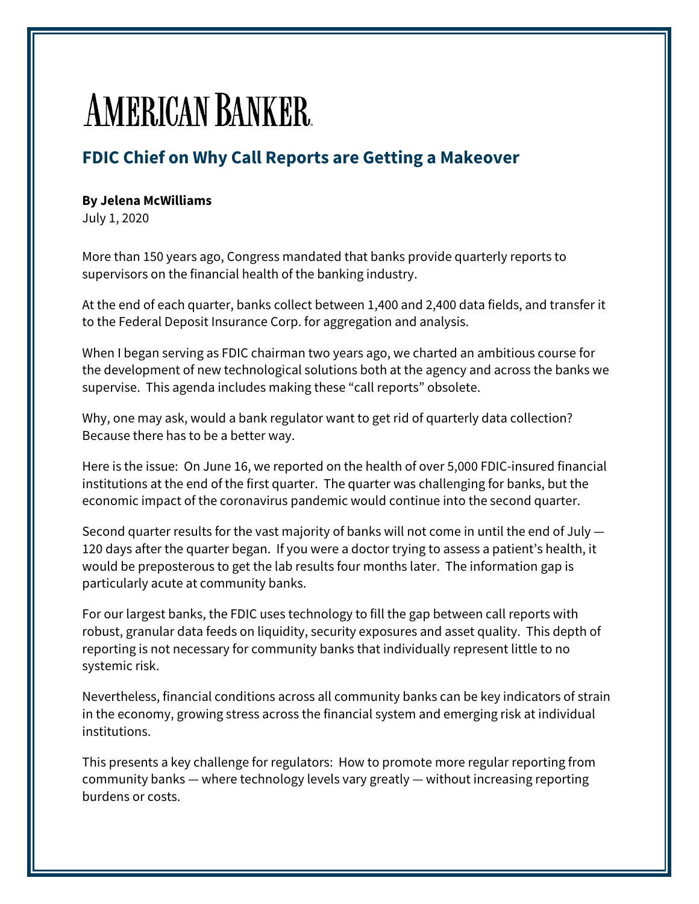# AMERICAN BANKER

## FDIC Chief on Why Call Reports are Getting a Makeover

**By Jelena McWilliams**
July 1, 2020

More than 150 years ago, Congress mandated that banks provide quarterly reports to supervisors on the financial health of the banking industry.

At the end of each quarter, banks collect between 1,400 and 2,400 data fields, and transfer it to the Federal Deposit Insurance Corp. for aggregation and analysis.

When I began serving as FDIC chairman two years ago, we charted an ambitious course for the development of new technological solutions both at the agency and across the banks we supervise. This agenda includes making these "call reports" obsolete.

Why, one may ask, would a bank regulator want to get rid of quarterly data collection? Because there has to be a better way.

Here is the issue: On June 16, we reported on the health of over 5,000 FDIC-insured financial institutions at the end of the first quarter. The quarter was challenging for banks, but the economic impact of the coronavirus pandemic would continue into the second quarter.

Second quarter results for the vast majority of banks will not come in until the end of July — 120 days after the quarter began. If you were a doctor trying to assess a patient's health, it would be preposterous to get the lab results four months later. The information gap is particularly acute at community banks.

For our largest banks, the FDIC uses technology to fill the gap between call reports with robust, granular data feeds on liquidity, security exposures and asset quality. This depth of reporting is not necessary for community banks that individually represent little to no systemic risk.

Nevertheless, financial conditions across all community banks can be key indicators of strain in the economy, growing stress across the financial system and emerging risk at individual institutions.

This presents a key challenge for regulators: How to promote more regular reporting from community banks — where technology levels vary greatly — without increasing reporting burdens or costs.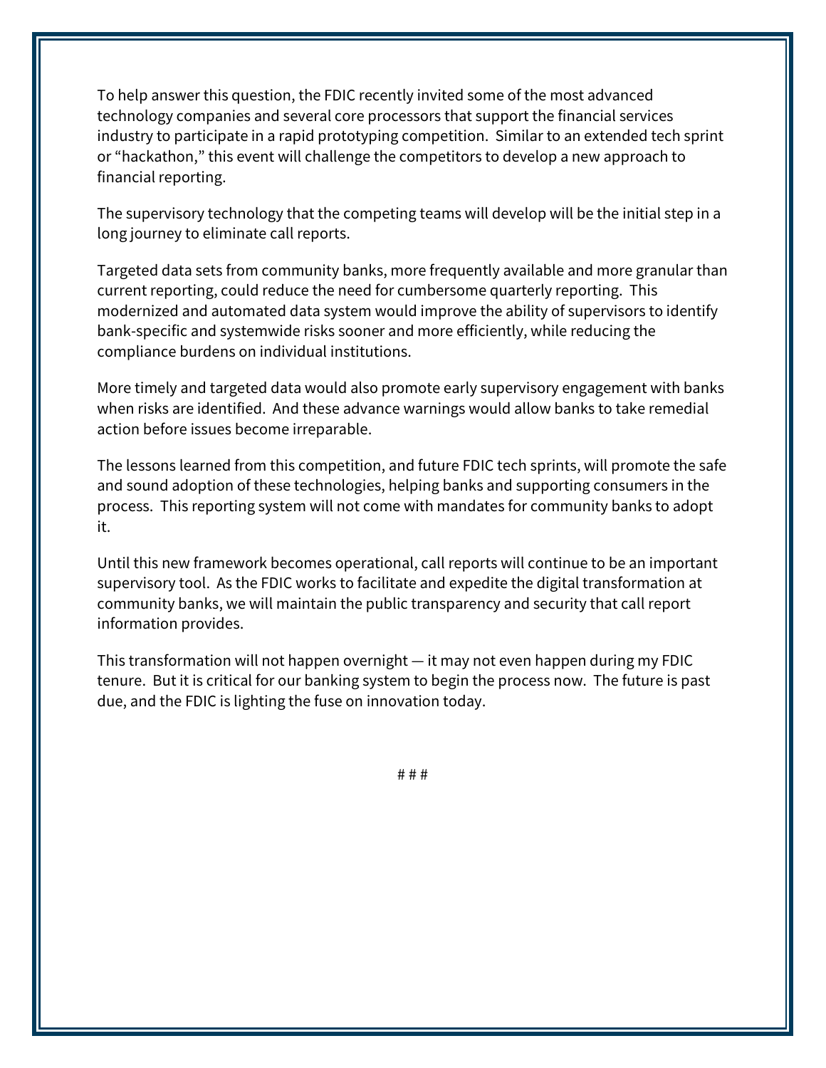To help answer this question, the FDIC recently invited some of the most advanced technology companies and several core processors that support the financial services industry to participate in a rapid prototyping competition. Similar to an extended tech sprint or "hackathon," this event will challenge the competitors to develop a new approach to financial reporting.

The supervisory technology that the competing teams will develop will be the initial step in a long journey to eliminate call reports.

Targeted data sets from community banks, more frequently available and more granular than current reporting, could reduce the need for cumbersome quarterly reporting. This modernized and automated data system would improve the ability of supervisors to identify bank-specific and systemwide risks sooner and more efficiently, while reducing the compliance burdens on individual institutions.

More timely and targeted data would also promote early supervisory engagement with banks when risks are identified. And these advance warnings would allow banks to take remedial action before issues become irreparable.

The lessons learned from this competition, and future FDIC tech sprints, will promote the safe and sound adoption of these technologies, helping banks and supporting consumers in the process. This reporting system will not come with mandates for community banks to adopt it.

Until this new framework becomes operational, call reports will continue to be an important supervisory tool. As the FDIC works to facilitate and expedite the digital transformation at community banks, we will maintain the public transparency and security that call report information provides.

This transformation will not happen overnight — it may not even happen during my FDIC tenure. But it is critical for our banking system to begin the process now. The future is past due, and the FDIC is lighting the fuse on innovation today.

# # #